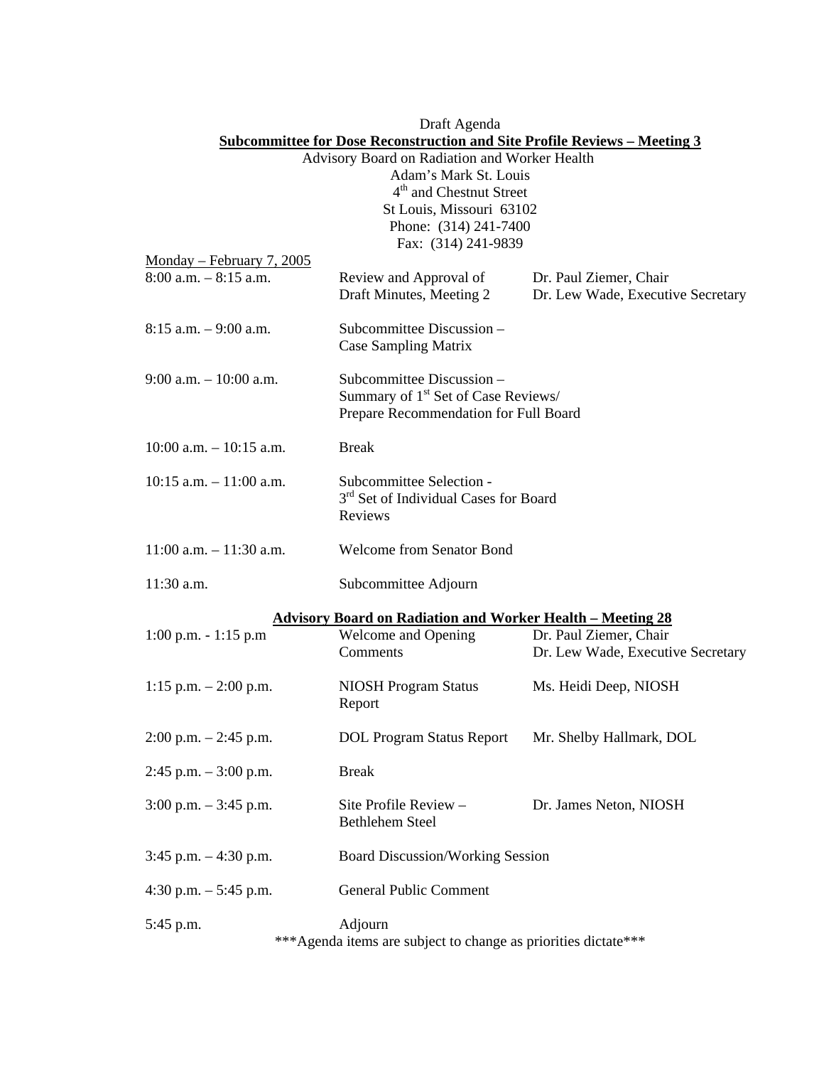Draft Agenda

**Subcommittee for Dose Reconstruction and Site Profile Reviews – Meeting 3**

Advisory Board on Radiation and Worker Health
Adam's Mark St. Louis
4th and Chestnut Street
St Louis, Missouri 63102
Phone: (314) 241-7400
Fax: (314) 241-9839

Monday – February 7, 2005

| Time | Item | Presenter |
|---|---|---|
| 8:00 a.m. – 8:15 a.m. | Review and Approval of Draft Minutes, Meeting 2 | Dr. Paul Ziemer, Chair<br>Dr. Lew Wade, Executive Secretary |
| 8:15 a.m. – 9:00 a.m. | Subcommittee Discussion – Case Sampling Matrix | |
| 9:00 a.m. – 10:00 a.m. | Subcommittee Discussion – Summary of 1st Set of Case Reviews/ Prepare Recommendation for Full Board | |
| 10:00 a.m. – 10:15 a.m. | Break | |
| 10:15 a.m. – 11:00 a.m. | Subcommittee Selection - 3rd Set of Individual Cases for Board Reviews | |
| 11:00 a.m. – 11:30 a.m. | Welcome from Senator Bond | |
| 11:30 a.m. | Subcommittee Adjourn | |

**Advisory Board on Radiation and Worker Health – Meeting 28**

| Time | Item | Presenter |
|---|---|---|
| 1:00 p.m. - 1:15 p.m | Welcome and Opening Comments | Dr. Paul Ziemer, Chair<br>Dr. Lew Wade, Executive Secretary |
| 1:15 p.m. – 2:00 p.m. | NIOSH Program Status Report | Ms. Heidi Deep, NIOSH |
| 2:00 p.m. – 2:45 p.m. | DOL Program Status Report | Mr. Shelby Hallmark, DOL |
| 2:45 p.m. – 3:00 p.m. | Break | |
| 3:00 p.m. – 3:45 p.m. | Site Profile Review – Bethlehem Steel | Dr. James Neton, NIOSH |
| 3:45 p.m. – 4:30 p.m. | Board Discussion/Working Session | |
| 4:30 p.m. – 5:45 p.m. | General Public Comment | |
| 5:45 p.m. | Adjourn | |

***Agenda items are subject to change as priorities dictate***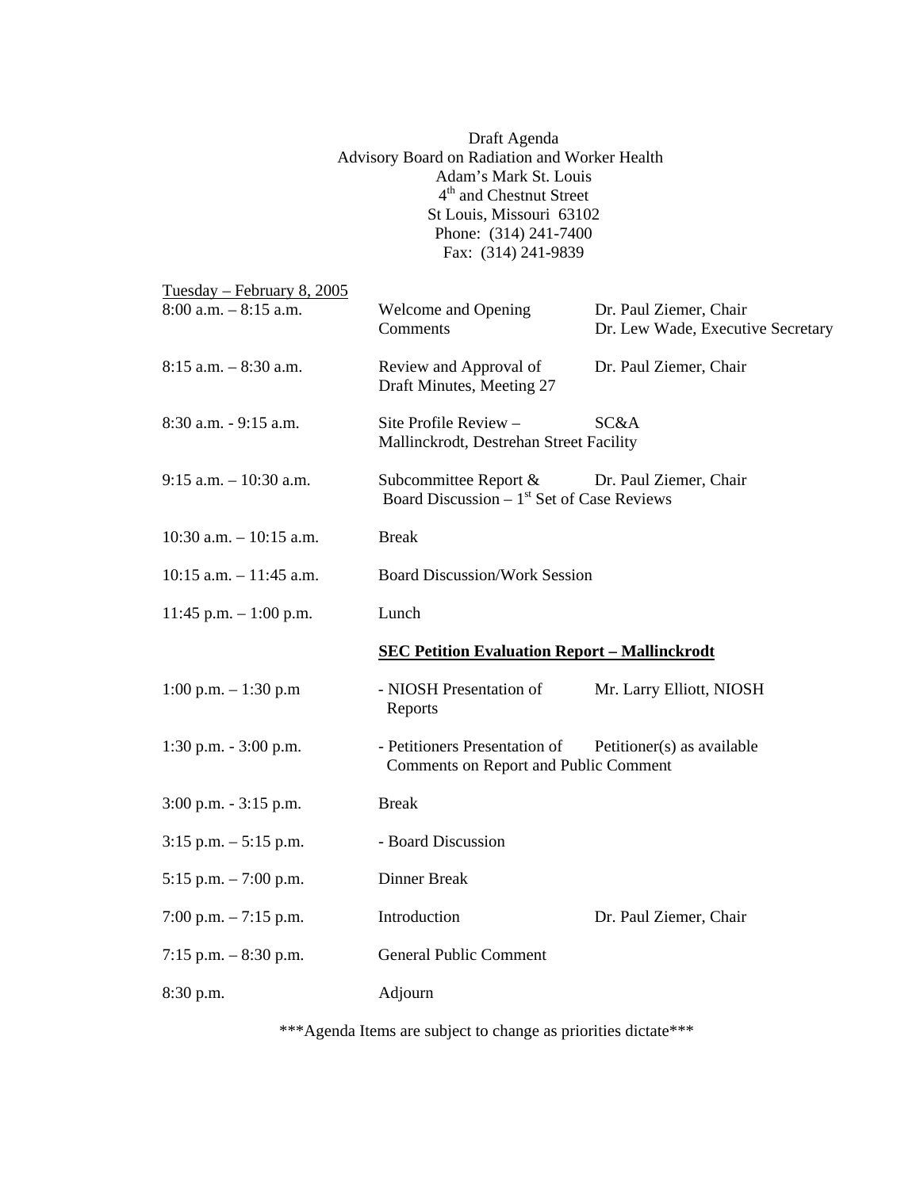Draft Agenda
Advisory Board on Radiation and Worker Health
Adam's Mark St. Louis
4th and Chestnut Street
St Louis, Missouri 63102
Phone: (314) 241-7400
Fax: (314) 241-9839

Tuesday – February 8, 2005

| | | |
|---|---|---|
| 8:00 a.m. – 8:15 a.m. | Welcome and Opening Comments | Dr. Paul Ziemer, Chair<br>Dr. Lew Wade, Executive Secretary |
| 8:15 a.m. – 8:30 a.m. | Review and Approval of Draft Minutes, Meeting 27 | Dr. Paul Ziemer, Chair |
| 8:30 a.m. - 9:15 a.m. | Site Profile Review – Mallinckrodt, Destrehan Street Facility | SC&A |
| 9:15 a.m. – 10:30 a.m. | Subcommittee Report & Board Discussion – 1st Set of Case Reviews | Dr. Paul Ziemer, Chair |
| 10:30 a.m. – 10:15 a.m. | Break | |
| 10:15 a.m. – 11:45 a.m. | Board Discussion/Work Session | |
| 11:45 p.m. – 1:00 p.m. | Lunch | |
| | **SEC Petition Evaluation Report – Mallinckrodt** | |
| 1:00 p.m. – 1:30 p.m | - NIOSH Presentation of Reports | Mr. Larry Elliott, NIOSH |
| 1:30 p.m. - 3:00 p.m. | - Petitioners Presentation of Comments on Report and Public Comment | Petitioner(s) as available |
| 3:00 p.m. - 3:15 p.m. | Break | |
| 3:15 p.m. – 5:15 p.m. | - Board Discussion | |
| 5:15 p.m. – 7:00 p.m. | Dinner Break | |
| 7:00 p.m. – 7:15 p.m. | Introduction | Dr. Paul Ziemer, Chair |
| 7:15 p.m. – 8:30 p.m. | General Public Comment | |
| 8:30 p.m. | Adjourn | |

***Agenda Items are subject to change as priorities dictate***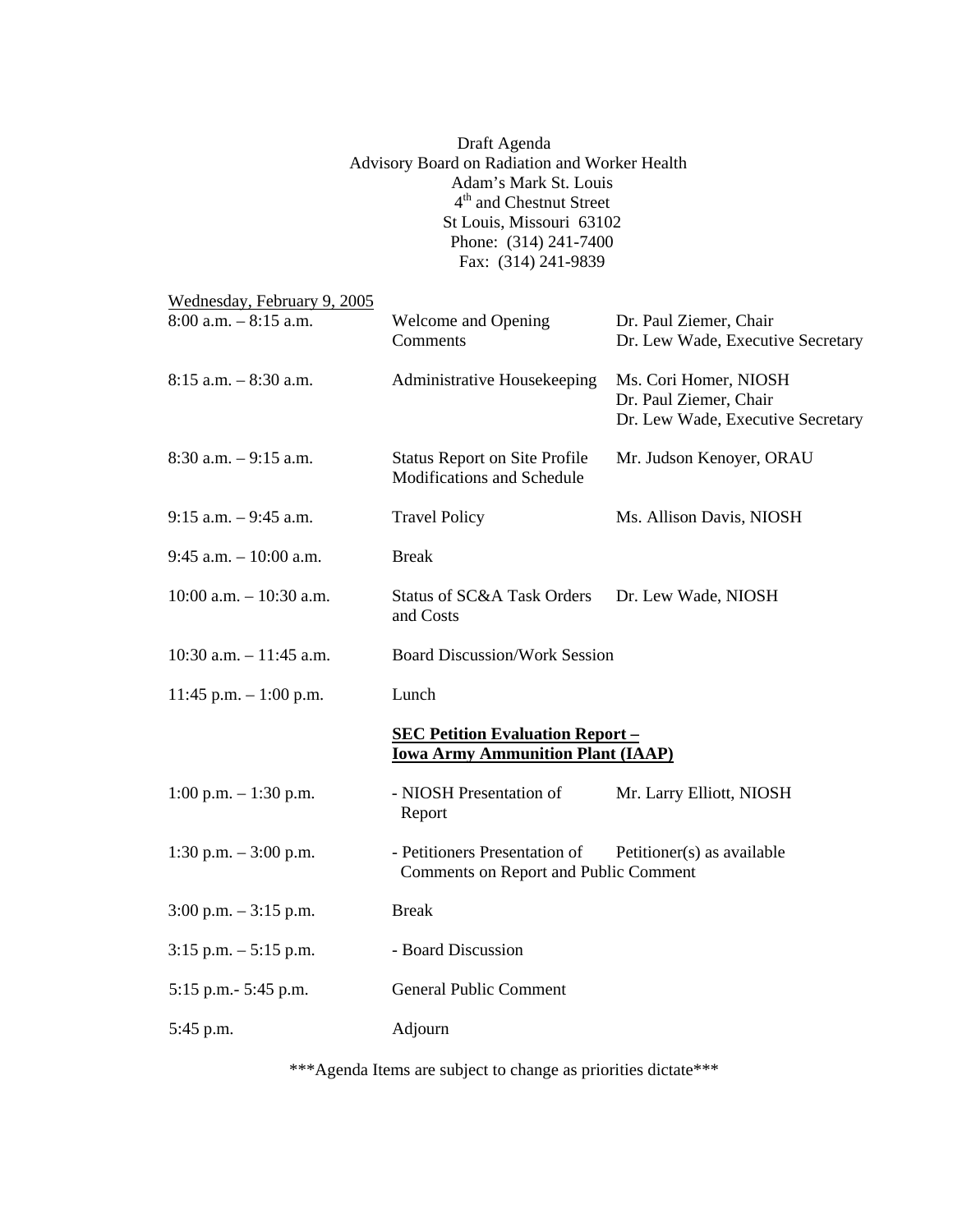Draft Agenda
Advisory Board on Radiation and Worker Health
Adam's Mark St. Louis
4th and Chestnut Street
St Louis, Missouri 63102
Phone: (314) 241-7400
Fax: (314) 241-9839

<u>Wednesday, February 9, 2005</u>

| | | |
|---|---|---|
| 8:00 a.m. – 8:15 a.m. | Welcome and Opening Comments | Dr. Paul Ziemer, Chair<br>Dr. Lew Wade, Executive Secretary |
| 8:15 a.m. – 8:30 a.m. | Administrative Housekeeping | Ms. Cori Homer, NIOSH<br>Dr. Paul Ziemer, Chair<br>Dr. Lew Wade, Executive Secretary |
| 8:30 a.m. – 9:15 a.m. | Status Report on Site Profile Modifications and Schedule | Mr. Judson Kenoyer, ORAU |
| 9:15 a.m. – 9:45 a.m. | Travel Policy | Ms. Allison Davis, NIOSH |
| 9:45 a.m. – 10:00 a.m. | Break | |
| 10:00 a.m. – 10:30 a.m. | Status of SC&A Task Orders and Costs | Dr. Lew Wade, NIOSH |
| 10:30 a.m. – 11:45 a.m. | Board Discussion/Work Session | |
| 11:45 p.m. – 1:00 p.m. | Lunch | |
| | **<u>SEC Petition Evaluation Report – Iowa Army Ammunition Plant (IAAP)</u>** | |
| 1:00 p.m. – 1:30 p.m. | - NIOSH Presentation of Report | Mr. Larry Elliott, NIOSH |
| 1:30 p.m. – 3:00 p.m. | - Petitioners Presentation of Comments on Report and Public Comment | Petitioner(s) as available |
| 3:00 p.m. – 3:15 p.m. | Break | |
| 3:15 p.m. – 5:15 p.m. | - Board Discussion | |
| 5:15 p.m.- 5:45 p.m. | General Public Comment | |
| 5:45 p.m. | Adjourn | |

\*\*\*Agenda Items are subject to change as priorities dictate\*\*\*